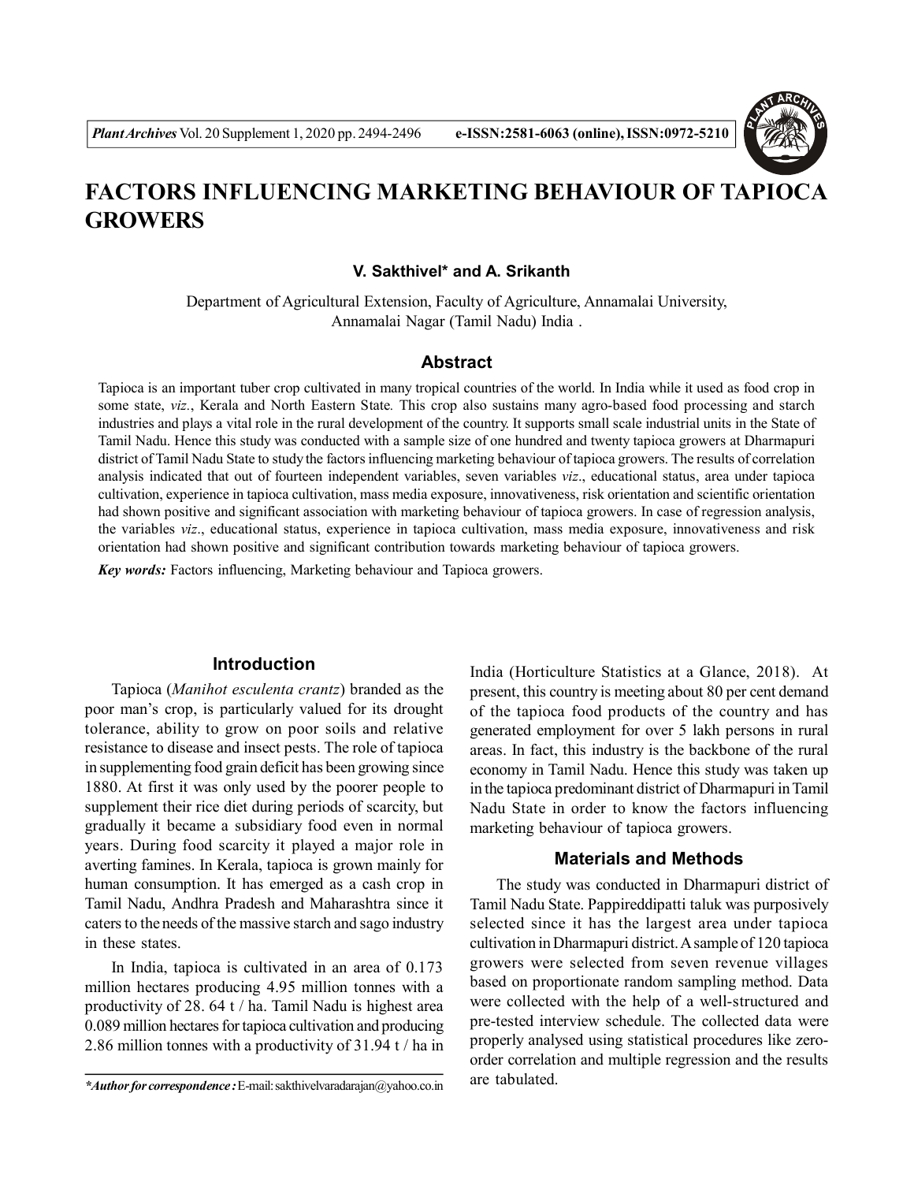# FACTORS INFLUENCING MARKETING BEHAVIOUR OF TAPIOCA GROWERS

**V. Sakthivel\* and A. Srikanth**

Department of Agricultural Extension, Faculty of Agriculture, Annamalai University, Annamalai Nagar (Tamil Nadu) India .

## Abstract

Tapioca is an important tuber crop cultivated in many tropical countries of the world. In India while it used as food crop in some state, *viz*., Kerala and North Eastern State. This crop also sustains many agro-based food processing and starch industries and plays a vital role in the rural development of the country. It supports small scale industrial units in the State of Tamil Nadu. Hence this study was conducted with a sample size of one hundred and twenty tapioca growers at Dharmapuri district of Tamil Nadu State to study the factors influencing marketing behaviour of tapioca growers. The results of correlation analysis indicated that out of fourteen independent variables, seven variables *viz*., educational status, area under tapioca cultivation, experience in tapioca cultivation, mass media exposure, innovativeness, risk orientation and scientific orientation had shown positive and significant association with marketing behaviour of tapioca growers. In case of regression analysis, the variables *viz*., educational status, experience in tapioca cultivation, mass media exposure, innovativeness and risk orientation had shown positive and significant contribution towards marketing behaviour of tapioca growers.

***Key words:*** Factors influencing, Marketing behaviour and Tapioca growers.

## Introduction

Tapioca (*Manihot esculenta crantz*) branded as the poor man's crop, is particularly valued for its drought tolerance, ability to grow on poor soils and relative resistance to disease and insect pests. The role of tapioca in supplementing food grain deficit has been growing since 1880. At first it was only used by the poorer people to supplement their rice diet during periods of scarcity, but gradually it became a subsidiary food even in normal years. During food scarcity it played a major role in averting famines. In Kerala, tapioca is grown mainly for human consumption. It has emerged as a cash crop in Tamil Nadu, Andhra Pradesh and Maharashtra since it caters to the needs of the massive starch and sago industry in these states.

In India, tapioca is cultivated in an area of 0.173 million hectares producing 4.95 million tonnes with a productivity of 28. 64 t / ha. Tamil Nadu is highest area 0.089 million hectares for tapioca cultivation and producing 2.86 million tonnes with a productivity of 31.94 t / ha in India (Horticulture Statistics at a Glance, 2018). At present, this country is meeting about 80 per cent demand of the tapioca food products of the country and has generated employment for over 5 lakh persons in rural areas. In fact, this industry is the backbone of the rural economy in Tamil Nadu. Hence this study was taken up in the tapioca predominant district of Dharmapuri in Tamil Nadu State in order to know the factors influencing marketing behaviour of tapioca growers.

## Materials and Methods

The study was conducted in Dharmapuri district of Tamil Nadu State. Pappireddipatti taluk was purposively selected since it has the largest area under tapioca cultivation in Dharmapuri district. A sample of 120 tapioca growers were selected from seven revenue villages based on proportionate random sampling method. Data were collected with the help of a well-structured and pre-tested interview schedule. The collected data were properly analysed using statistical procedures like zero-order correlation and multiple regression and the results are tabulated.

***\*Author for correspondence :*** E-mail: sakthivelvaradarajan@yahoo.co.in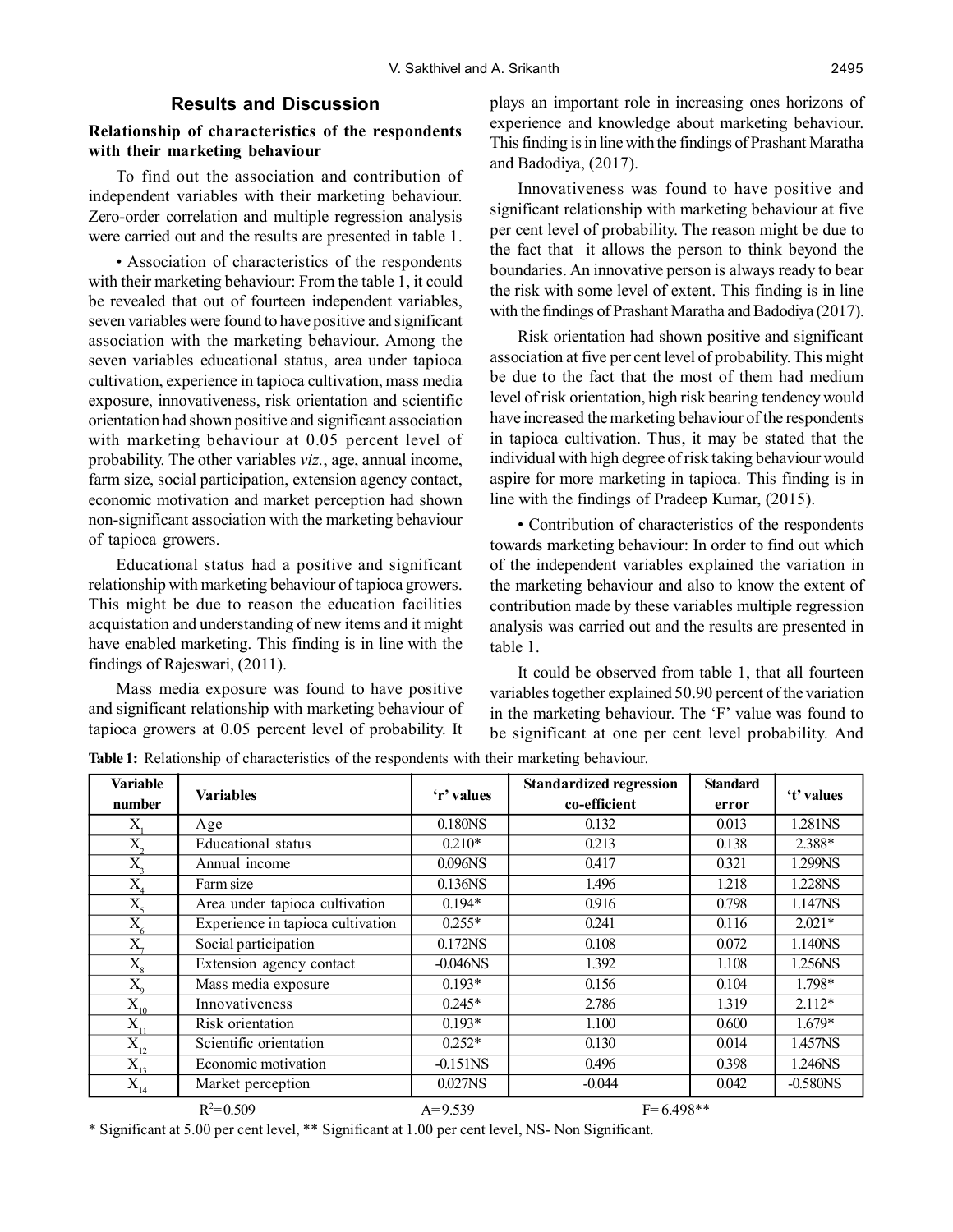## Results and Discussion

### Relationship of characteristics of the respondents with their marketing behaviour

To find out the association and contribution of independent variables with their marketing behaviour. Zero-order correlation and multiple regression analysis were carried out and the results are presented in table 1.

• Association of characteristics of the respondents with their marketing behaviour: From the table 1, it could be revealed that out of fourteen independent variables, seven variables were found to have positive and significant association with the marketing behaviour. Among the seven variables educational status, area under tapioca cultivation, experience in tapioca cultivation, mass media exposure, innovativeness, risk orientation and scientific orientation had shown positive and significant association with marketing behaviour at 0.05 percent level of probability. The other variables *viz.*, age, annual income, farm size, social participation, extension agency contact, economic motivation and market perception had shown non-significant association with the marketing behaviour of tapioca growers.

Educational status had a positive and significant relationship with marketing behaviour of tapioca growers. This might be due to reason the education facilities acquistation and understanding of new items and it might have enabled marketing. This finding is in line with the findings of Rajeswari, (2011).

Mass media exposure was found to have positive and significant relationship with marketing behaviour of tapioca growers at 0.05 percent level of probability. It plays an important role in increasing ones horizons of experience and knowledge about marketing behaviour. This finding is in line with the findings of Prashant Maratha and Badodiya, (2017).

Innovativeness was found to have positive and significant relationship with marketing behaviour at five per cent level of probability. The reason might be due to the fact that it allows the person to think beyond the boundaries. An innovative person is always ready to bear the risk with some level of extent. This finding is in line with the findings of Prashant Maratha and Badodiya (2017).

Risk orientation had shown positive and significant association at five per cent level of probability. This might be due to the fact that the most of them had medium level of risk orientation, high risk bearing tendency would have increased the marketing behaviour of the respondents in tapioca cultivation. Thus, it may be stated that the individual with high degree of risk taking behaviour would aspire for more marketing in tapioca. This finding is in line with the findings of Pradeep Kumar, (2015).

• Contribution of characteristics of the respondents towards marketing behaviour: In order to find out which of the independent variables explained the variation in the marketing behaviour and also to know the extent of contribution made by these variables multiple regression analysis was carried out and the results are presented in table 1.

It could be observed from table 1, that all fourteen variables together explained 50.90 percent of the variation in the marketing behaviour. The 'F' value was found to be significant at one per cent level probability. And

**Table 1:** Relationship of characteristics of the respondents with their marketing behaviour.

| Variable number | Variables | 'r' values | Standardized regression co-efficient | Standard error | 't' values |
|---|---|---|---|---|---|
| $X_1$ | Age | 0.180NS | 0.132 | 0.013 | 1.281NS |
| $X_2$ | Educational status | 0.210* | 0.213 | 0.138 | 2.388* |
| $X_3$ | Annual income | 0.096NS | 0.417 | 0.321 | 1.299NS |
| $X_4$ | Farm size | 0.136NS | 1.496 | 1.218 | 1.228NS |
| $X_5$ | Area under tapioca cultivation | 0.194* | 0.916 | 0.798 | 1.147NS |
| $X_6$ | Experience in tapioca cultivation | 0.255* | 0.241 | 0.116 | 2.021* |
| $X_7$ | Social participation | 0.172NS | 0.108 | 0.072 | 1.140NS |
| $X_8$ | Extension agency contact | -0.046NS | 1.392 | 1.108 | 1.256NS |
| $X_9$ | Mass media exposure | 0.193* | 0.156 | 0.104 | 1.798* |
| $X_{10}$ | Innovativeness | 0.245* | 2.786 | 1.319 | 2.112* |
| $X_{11}$ | Risk orientation | 0.193* | 1.100 | 0.600 | 1.679* |
| $X_{12}$ | Scientific orientation | 0.252* | 0.130 | 0.014 | 1.457NS |
| $X_{13}$ | Economic motivation | -0.151NS | 0.496 | 0.398 | 1.246NS |
| $X_{14}$ | Market perception | 0.027NS | -0.044 | 0.042 | -0.580NS |

$R^2$= 0.509 A= 9.539 F= 6.498**

\* Significant at 5.00 per cent level, ** Significant at 1.00 per cent level, NS- Non Significant.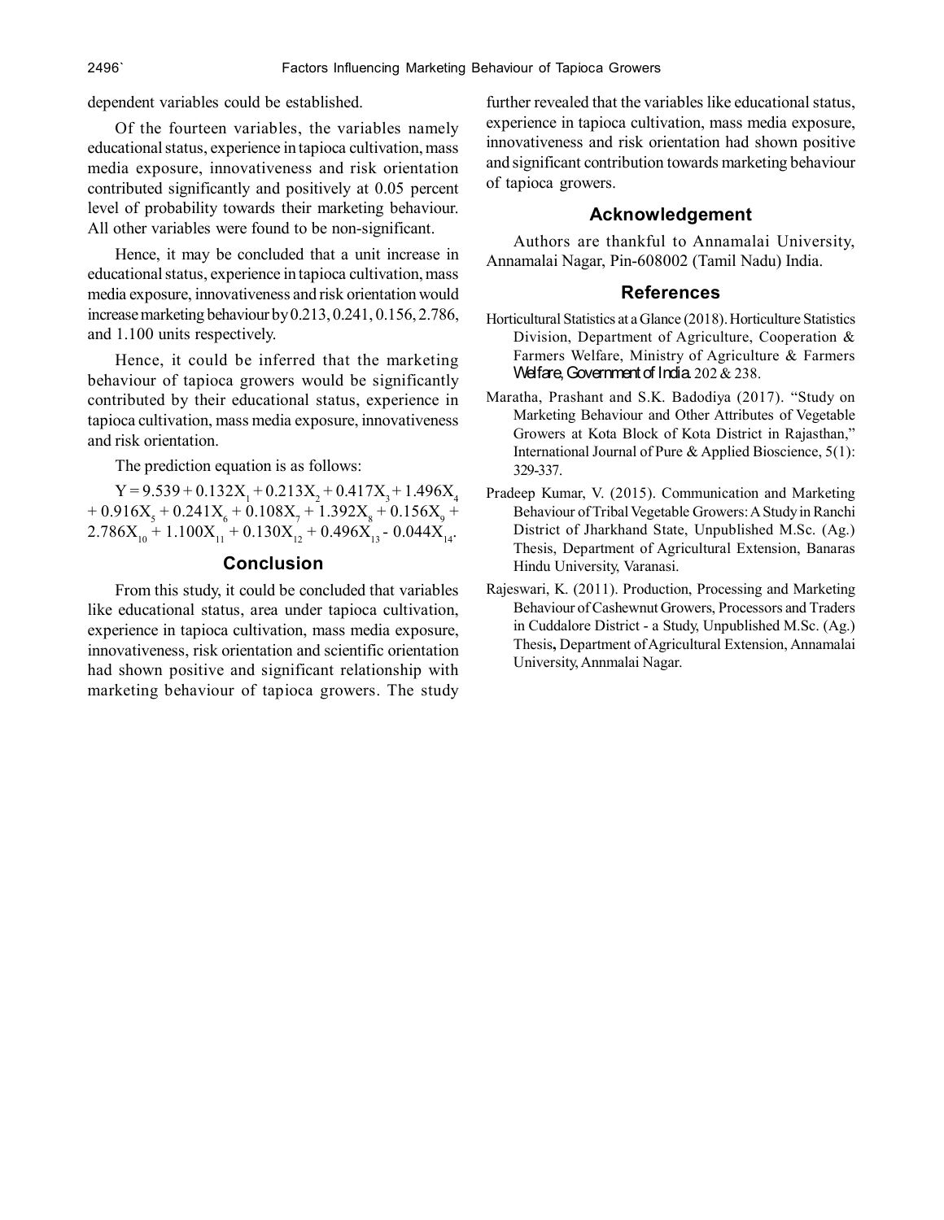dependent variables could be established.

Of the fourteen variables, the variables namely educational status, experience in tapioca cultivation, mass media exposure, innovativeness and risk orientation contributed significantly and positively at 0.05 percent level of probability towards their marketing behaviour. All other variables were found to be non-significant.

Hence, it may be concluded that a unit increase in educational status, experience in tapioca cultivation, mass media exposure, innovativeness and risk orientation would increase marketing behaviour by 0.213, 0.241, 0.156, 2.786, and 1.100 units respectively.

Hence, it could be inferred that the marketing behaviour of tapioca growers would be significantly contributed by their educational status, experience in tapioca cultivation, mass media exposure, innovativeness and risk orientation.

The prediction equation is as follows:

$$Y = 9.539 + 0.132X_1 + 0.213X_2 + 0.417X_3 + 1.496X_4 + 0.916X_5 + 0.241X_6 + 0.108X_7 + 1.392X_8 + 0.156X_9 + 2.786X_{10} + 1.100X_{11} + 0.130X_{12} + 0.496X_{13} - 0.044X_{14}.$$

## Conclusion

From this study, it could be concluded that variables like educational status, area under tapioca cultivation, experience in tapioca cultivation, mass media exposure, innovativeness, risk orientation and scientific orientation had shown positive and significant relationship with marketing behaviour of tapioca growers. The study further revealed that the variables like educational status, experience in tapioca cultivation, mass media exposure, innovativeness and risk orientation had shown positive and significant contribution towards marketing behaviour of tapioca growers.

## Acknowledgement

Authors are thankful to Annamalai University, Annamalai Nagar, Pin-608002 (Tamil Nadu) India.

## References

Horticultural Statistics at a Glance (2018). Horticulture Statistics Division, Department of Agriculture, Cooperation & Farmers Welfare, Ministry of Agriculture & Farmers Welfare, Government of India. 202 & 238.

Maratha, Prashant and S.K. Badodiya (2017). "Study on Marketing Behaviour and Other Attributes of Vegetable Growers at Kota Block of Kota District in Rajasthan," International Journal of Pure & Applied Bioscience, 5(1): 329-337.

Pradeep Kumar, V. (2015). Communication and Marketing Behaviour of Tribal Vegetable Growers: A Study in Ranchi District of Jharkhand State, Unpublished M.Sc. (Ag.) Thesis, Department of Agricultural Extension, Banaras Hindu University, Varanasi.

Rajeswari, K. (2011). Production, Processing and Marketing Behaviour of Cashewnut Growers, Processors and Traders in Cuddalore District - a Study, Unpublished M.Sc. (Ag.) Thesis, Department of Agricultural Extension, Annamalai University, Annmalai Nagar.